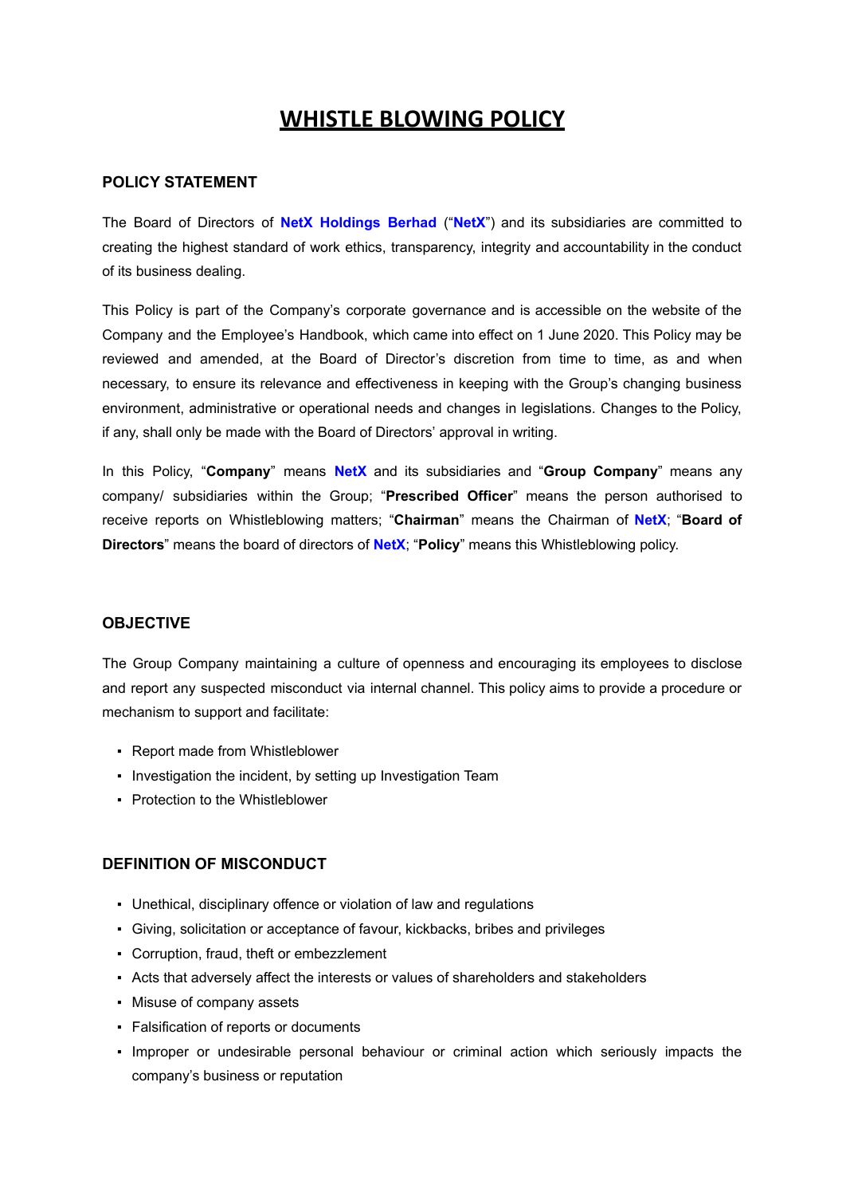# WHISTLE BLOWING POLICY

## POLICY STATEMENT

The Board of Directors of **NetX Holdings Berhad** ("**NetX**") and its subsidiaries are committed to creating the highest standard of work ethics, transparency, integrity and accountability in the conduct of its business dealing.

This Policy is part of the Company's corporate governance and is accessible on the website of the Company and the Employee's Handbook, which came into effect on 1 June 2020. This Policy may be reviewed and amended, at the Board of Director's discretion from time to time, as and when necessary, to ensure its relevance and effectiveness in keeping with the Group's changing business environment, administrative or operational needs and changes in legislations. Changes to the Policy, if any, shall only be made with the Board of Directors' approval in writing.

In this Policy, "**Company**" means **NetX** and its subsidiaries and "**Group Company**" means any company/ subsidiaries within the Group; "**Prescribed Officer**" means the person authorised to receive reports on Whistleblowing matters; "**Chairman**" means the Chairman of **NetX**; "**Board of Directors**" means the board of directors of **NetX**; "**Policy**" means this Whistleblowing policy.

## OBJECTIVE

The Group Company maintaining a culture of openness and encouraging its employees to disclose and report any suspected misconduct via internal channel. This policy aims to provide a procedure or mechanism to support and facilitate:

- Report made from Whistleblower
- Investigation the incident, by setting up Investigation Team
- Protection to the Whistleblower

## DEFINITION OF MISCONDUCT

- Unethical, disciplinary offence or violation of law and regulations
- Giving, solicitation or acceptance of favour, kickbacks, bribes and privileges
- Corruption, fraud, theft or embezzlement
- Acts that adversely affect the interests or values of shareholders and stakeholders
- Misuse of company assets
- Falsification of reports or documents
- Improper or undesirable personal behaviour or criminal action which seriously impacts the company's business or reputation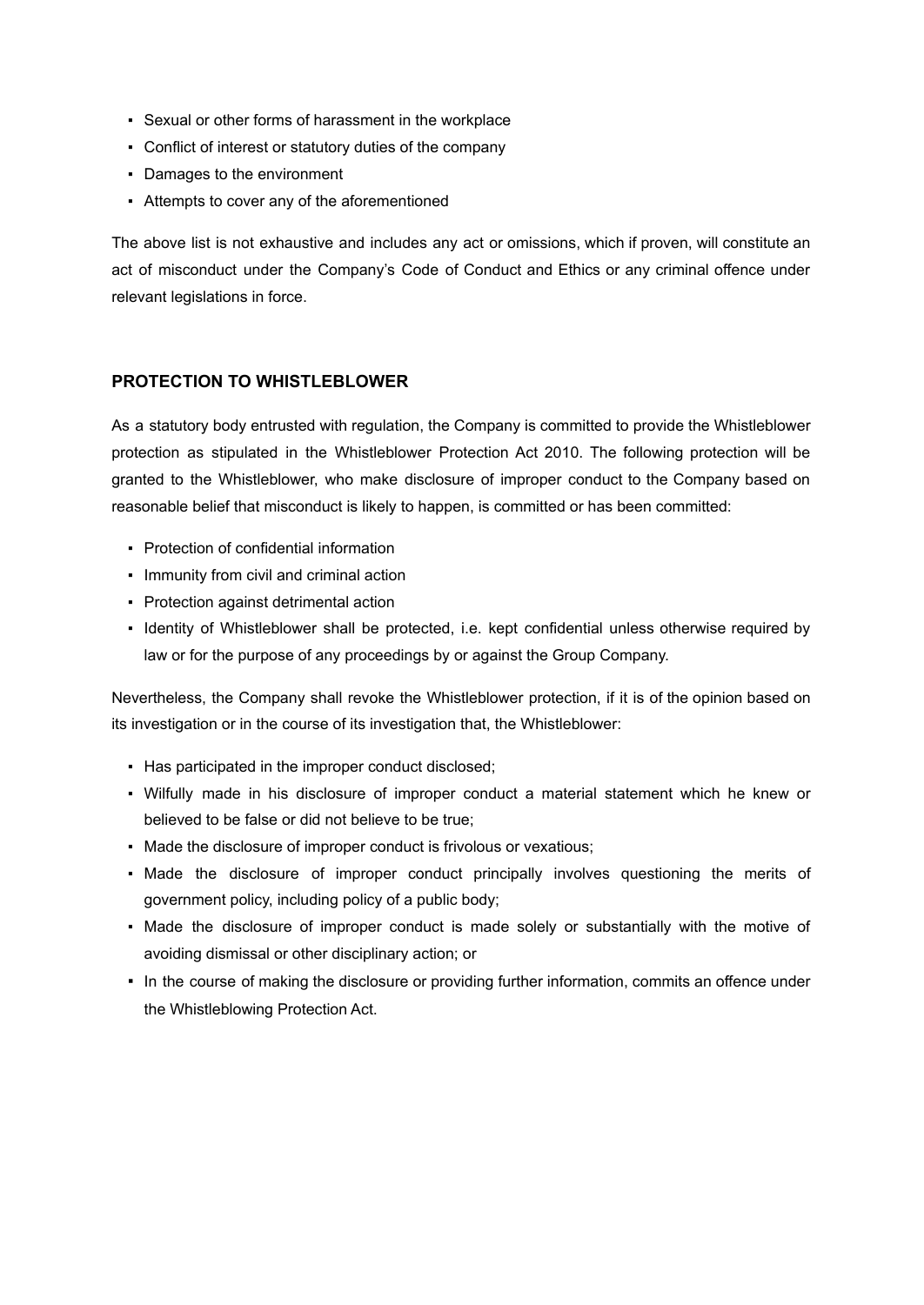- Sexual or other forms of harassment in the workplace
- Conflict of interest or statutory duties of the company
- Damages to the environment
- Attempts to cover any of the aforementioned

The above list is not exhaustive and includes any act or omissions, which if proven, will constitute an act of misconduct under the Company's Code of Conduct and Ethics or any criminal offence under relevant legislations in force.

## PROTECTION TO WHISTLEBLOWER

As a statutory body entrusted with regulation, the Company is committed to provide the Whistleblower protection as stipulated in the Whistleblower Protection Act 2010. The following protection will be granted to the Whistleblower, who make disclosure of improper conduct to the Company based on reasonable belief that misconduct is likely to happen, is committed or has been committed:

- Protection of confidential information
- Immunity from civil and criminal action
- Protection against detrimental action
- Identity of Whistleblower shall be protected, i.e. kept confidential unless otherwise required by law or for the purpose of any proceedings by or against the Group Company.

Nevertheless, the Company shall revoke the Whistleblower protection, if it is of the opinion based on its investigation or in the course of its investigation that, the Whistleblower:

- Has participated in the improper conduct disclosed;
- Wilfully made in his disclosure of improper conduct a material statement which he knew or believed to be false or did not believe to be true;
- Made the disclosure of improper conduct is frivolous or vexatious;
- Made the disclosure of improper conduct principally involves questioning the merits of government policy, including policy of a public body;
- Made the disclosure of improper conduct is made solely or substantially with the motive of avoiding dismissal or other disciplinary action; or
- In the course of making the disclosure or providing further information, commits an offence under the Whistleblowing Protection Act.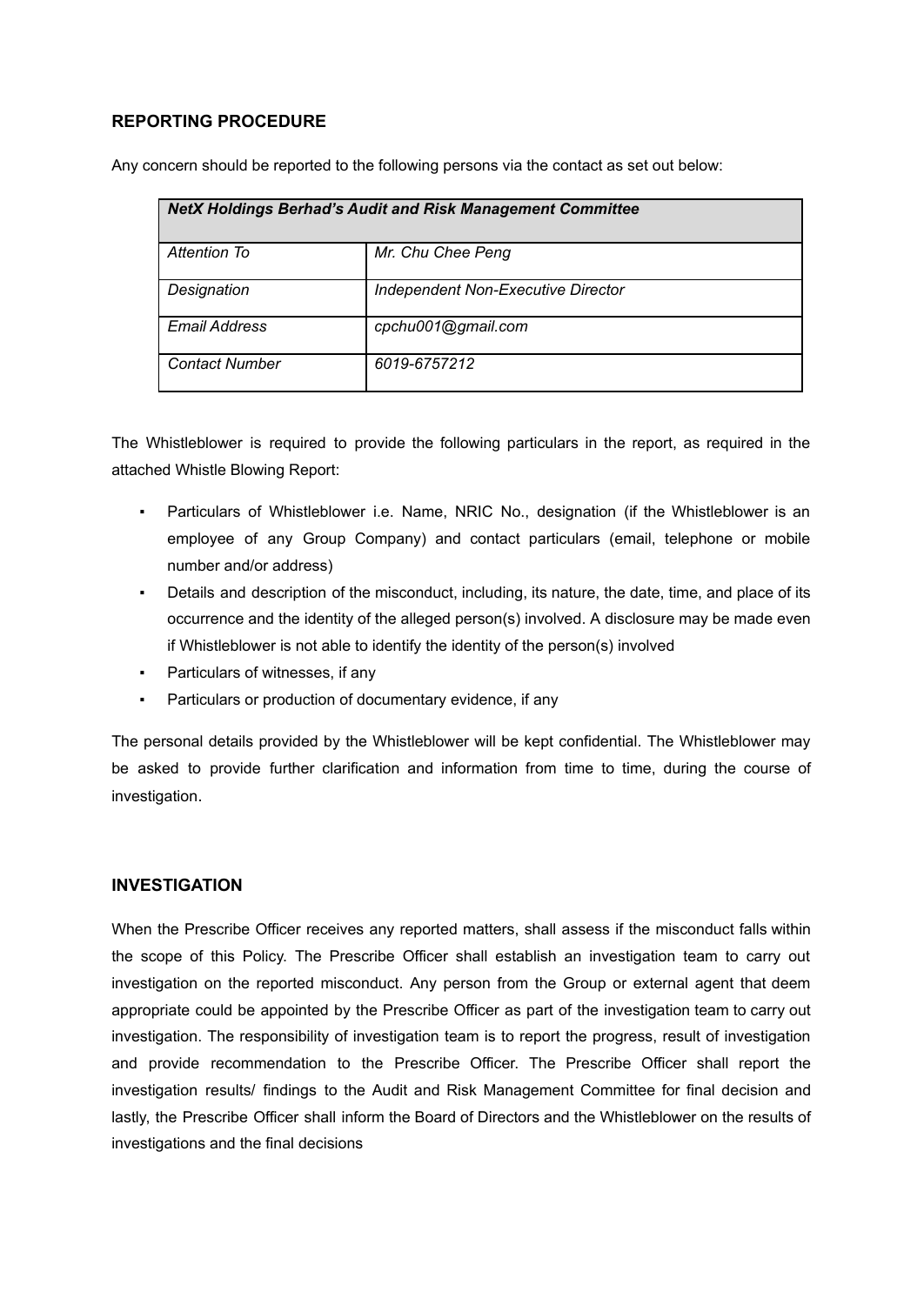## REPORTING PROCEDURE

Any concern should be reported to the following persons via the contact as set out below:

| ***NetX Holdings Berhad's Audit and Risk Management Committee*** | |
|---|---|
| *Attention To* | *Mr. Chu Chee Peng* |
| *Designation* | *Independent Non-Executive Director* |
| *Email Address* | *cpchu001@gmail.com* |
| *Contact Number* | *6019-6757212* |

The Whistleblower is required to provide the following particulars in the report, as required in the attached Whistle Blowing Report:

- Particulars of Whistleblower i.e. Name, NRIC No., designation (if the Whistleblower is an employee of any Group Company) and contact particulars (email, telephone or mobile number and/or address)
- Details and description of the misconduct, including, its nature, the date, time, and place of its occurrence and the identity of the alleged person(s) involved. A disclosure may be made even if Whistleblower is not able to identify the identity of the person(s) involved
- Particulars of witnesses, if any
- Particulars or production of documentary evidence, if any

The personal details provided by the Whistleblower will be kept confidential. The Whistleblower may be asked to provide further clarification and information from time to time, during the course of investigation.

## INVESTIGATION

When the Prescribe Officer receives any reported matters, shall assess if the misconduct falls within the scope of this Policy. The Prescribe Officer shall establish an investigation team to carry out investigation on the reported misconduct. Any person from the Group or external agent that deem appropriate could be appointed by the Prescribe Officer as part of the investigation team to carry out investigation. The responsibility of investigation team is to report the progress, result of investigation and provide recommendation to the Prescribe Officer. The Prescribe Officer shall report the investigation results/ findings to the Audit and Risk Management Committee for final decision and lastly, the Prescribe Officer shall inform the Board of Directors and the Whistleblower on the results of investigations and the final decisions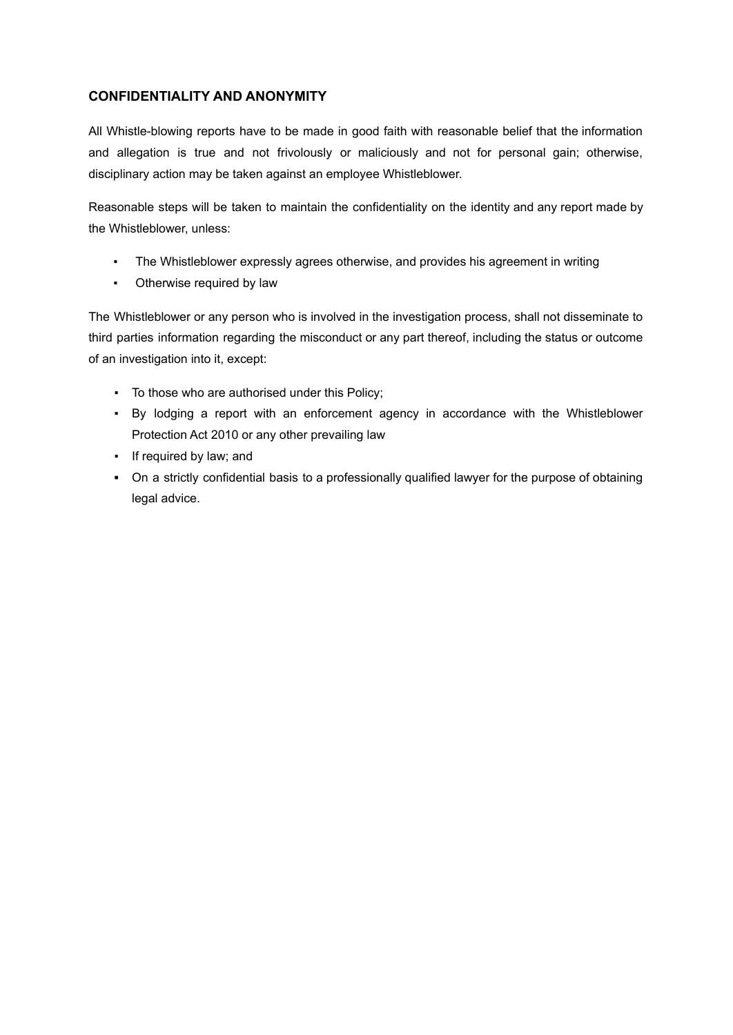## CONFIDENTIALITY AND ANONYMITY

All Whistle-blowing reports have to be made in good faith with reasonable belief that the information and allegation is true and not frivolously or maliciously and not for personal gain; otherwise, disciplinary action may be taken against an employee Whistleblower.

Reasonable steps will be taken to maintain the confidentiality on the identity and any report made by the Whistleblower, unless:

- The Whistleblower expressly agrees otherwise, and provides his agreement in writing
- Otherwise required by law

The Whistleblower or any person who is involved in the investigation process, shall not disseminate to third parties information regarding the misconduct or any part thereof, including the status or outcome of an investigation into it, except:

- To those who are authorised under this Policy;
- By lodging a report with an enforcement agency in accordance with the Whistleblower Protection Act 2010 or any other prevailing law
- If required by law; and
- On a strictly confidential basis to a professionally qualified lawyer for the purpose of obtaining legal advice.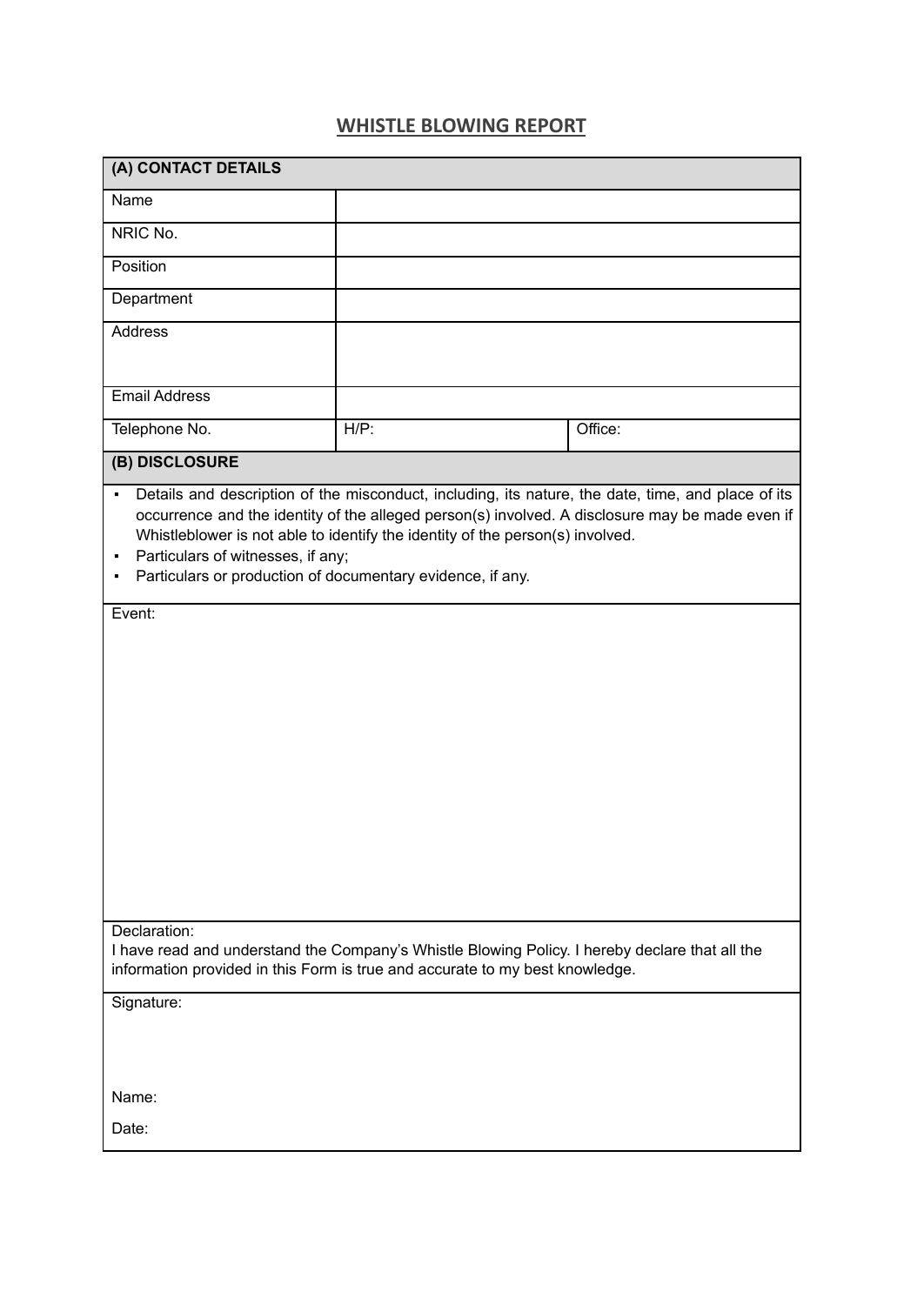## WHISTLE BLOWING REPORT

| **(A) CONTACT DETAILS** | | |
|---|---|---|
| Name | | |
| NRIC No. | | |
| Position | | |
| Department | | |
| Address | | |
| Email Address | | |
| Telephone No. | H/P: | Office: |

**(B) DISCLOSURE**

- Details and description of the misconduct, including, its nature, the date, time, and place of its occurrence and the identity of the alleged person(s) involved. A disclosure may be made even if Whistleblower is not able to identify the identity of the person(s) involved.
- Particulars of witnesses, if any;
- Particulars or production of documentary evidence, if any.

Event:

Declaration:
I have read and understand the Company's Whistle Blowing Policy. I hereby declare that all the information provided in this Form is true and accurate to my best knowledge.

Signature:

Name:

Date: